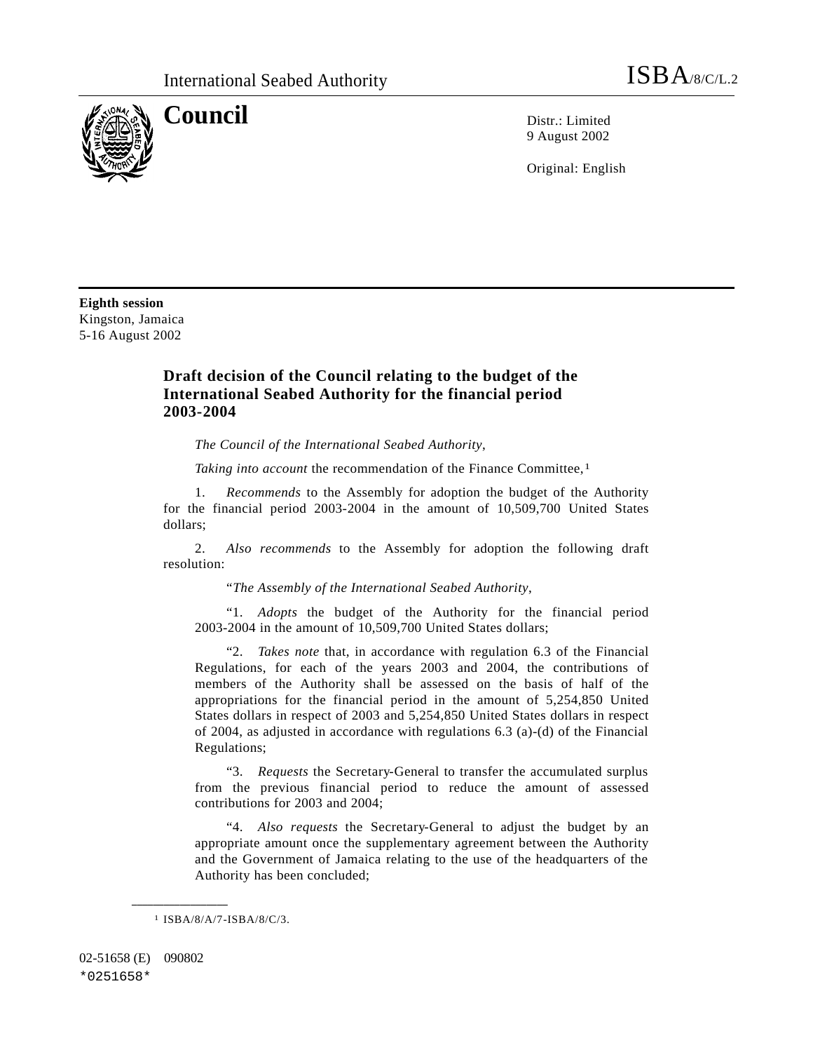International Seabed Authority

ISBA/8/C/L.2

# Council

Distr.: Limited
9 August 2002

Original: English

**Eighth session**
Kingston, Jamaica
5-16 August 2002

## Draft decision of the Council relating to the budget of the International Seabed Authority for the financial period 2003-2004

*The Council of the International Seabed Authority*,

*Taking into account* the recommendation of the Finance Committee,[1]

1. *Recommends* to the Assembly for adoption the budget of the Authority for the financial period 2003-2004 in the amount of 10,509,700 United States dollars;

2. *Also recommends* to the Assembly for adoption the following draft resolution:

"*The Assembly of the International Seabed Authority*,

"1. *Adopts* the budget of the Authority for the financial period 2003-2004 in the amount of 10,509,700 United States dollars;

"2. *Takes note* that, in accordance with regulation 6.3 of the Financial Regulations, for each of the years 2003 and 2004, the contributions of members of the Authority shall be assessed on the basis of half of the appropriations for the financial period in the amount of 5,254,850 United States dollars in respect of 2003 and 5,254,850 United States dollars in respect of 2004, as adjusted in accordance with regulations 6.3 (a)-(d) of the Financial Regulations;

"3. *Requests* the Secretary-General to transfer the accumulated surplus from the previous financial period to reduce the amount of assessed contributions for 2003 and 2004;

"4. *Also requests* the Secretary-General to adjust the budget by an appropriate amount once the supplementary agreement between the Authority and the Government of Jamaica relating to the use of the headquarters of the Authority has been concluded;

---

[1] ISBA/8/A/7-ISBA/8/C/3.

02-51658 (E) 090802
*0251658*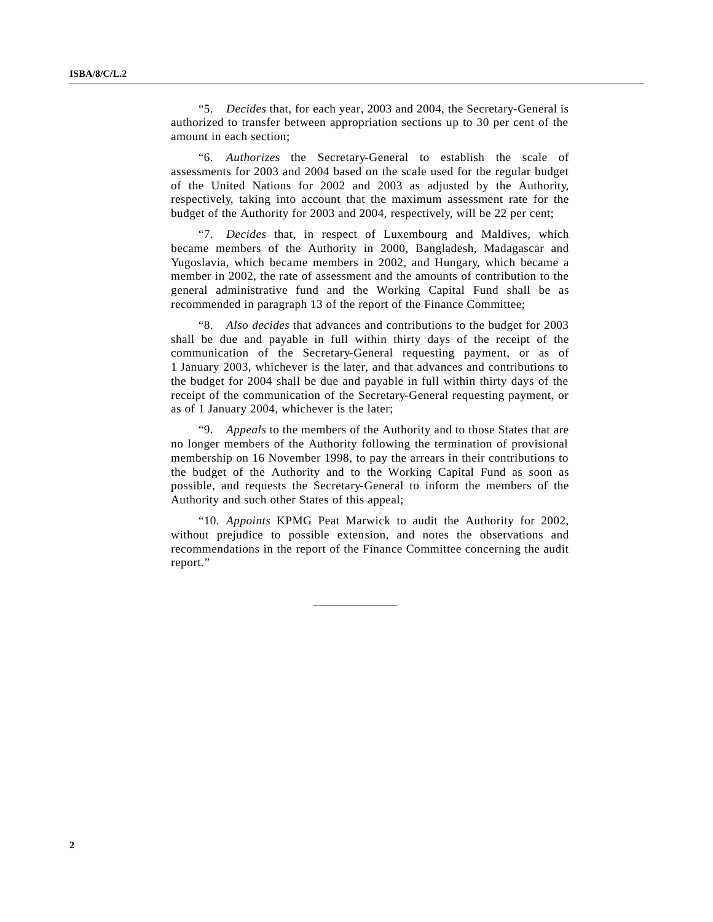"5. *Decides* that, for each year, 2003 and 2004, the Secretary-General is authorized to transfer between appropriation sections up to 30 per cent of the amount in each section;

"6. *Authorizes* the Secretary-General to establish the scale of assessments for 2003 and 2004 based on the scale used for the regular budget of the United Nations for 2002 and 2003 as adjusted by the Authority, respectively, taking into account that the maximum assessment rate for the budget of the Authority for 2003 and 2004, respectively, will be 22 per cent;

"7. *Decides* that, in respect of Luxembourg and Maldives, which became members of the Authority in 2000, Bangladesh, Madagascar and Yugoslavia, which became members in 2002, and Hungary, which became a member in 2002, the rate of assessment and the amounts of contribution to the general administrative fund and the Working Capital Fund shall be as recommended in paragraph 13 of the report of the Finance Committee;

"8. *Also decides* that advances and contributions to the budget for 2003 shall be due and payable in full within thirty days of the receipt of the communication of the Secretary-General requesting payment, or as of 1 January 2003, whichever is the later, and that advances and contributions to the budget for 2004 shall be due and payable in full within thirty days of the receipt of the communication of the Secretary-General requesting payment, or as of 1 January 2004, whichever is the later;

"9. *Appeals* to the members of the Authority and to those States that are no longer members of the Authority following the termination of provisional membership on 16 November 1998, to pay the arrears in their contributions to the budget of the Authority and to the Working Capital Fund as soon as possible, and requests the Secretary-General to inform the members of the Authority and such other States of this appeal;

"10. *Appoints* KPMG Peat Marwick to audit the Authority for 2002, without prejudice to possible extension, and notes the observations and recommendations in the report of the Finance Committee concerning the audit report."